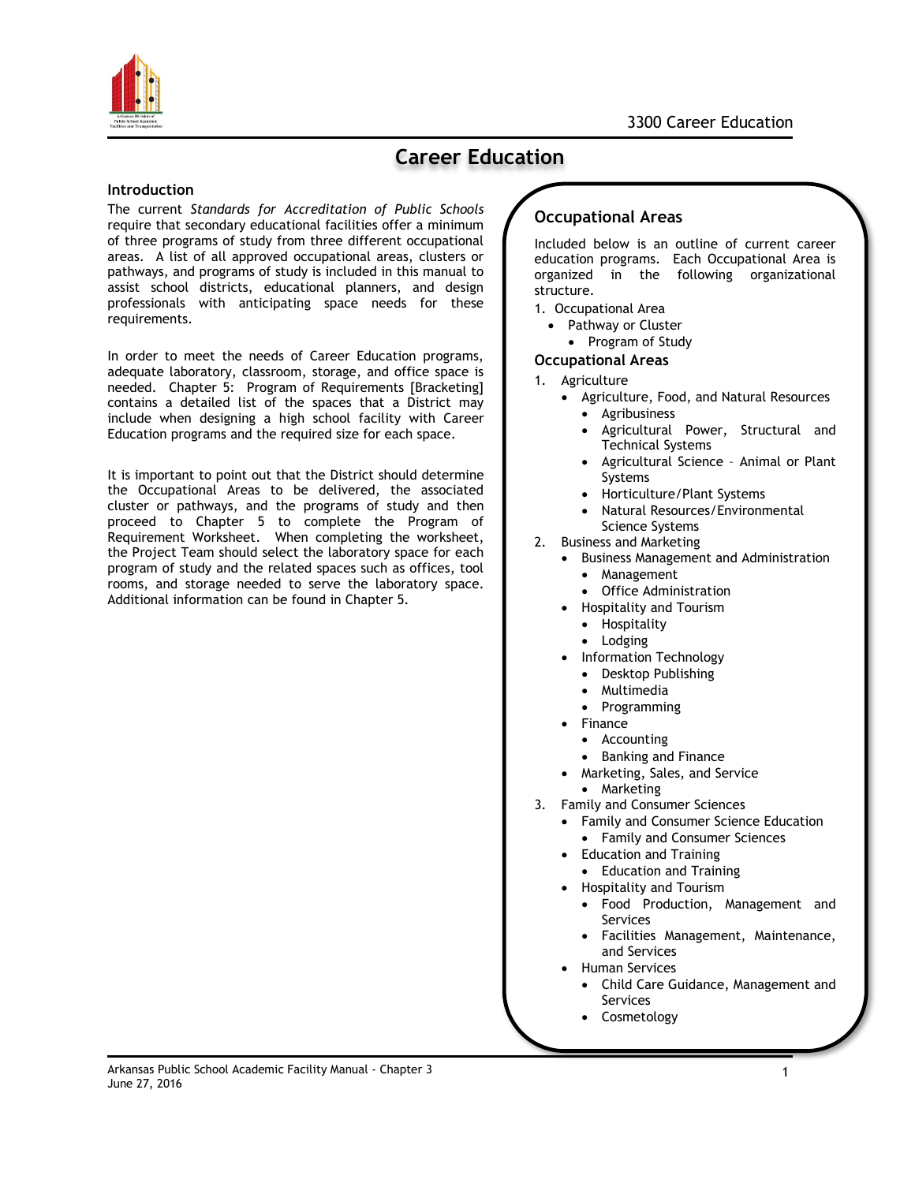# Career Education

## Introduction

The current *Standards for Accreditation of Public Schools* require that secondary educational facilities offer a minimum of three programs of study from three different occupational areas. A list of all approved occupational areas, clusters or pathways, and programs of study is included in this manual to assist school districts, educational planners, and design professionals with anticipating space needs for these requirements.

In order to meet the needs of Career Education programs, adequate laboratory, classroom, storage, and office space is needed. Chapter 5: Program of Requirements [Bracketing] contains a detailed list of the spaces that a District may include when designing a high school facility with Career Education programs and the required size for each space.

It is important to point out that the District should determine the Occupational Areas to be delivered, the associated cluster or pathways, and the programs of study and then proceed to Chapter 5 to complete the Program of Requirement Worksheet. When completing the worksheet, the Project Team should select the laboratory space for each program of study and the related spaces such as offices, tool rooms, and storage needed to serve the laboratory space. Additional information can be found in Chapter 5.

## Occupational Areas

Included below is an outline of current career education programs. Each Occupational Area is organized in the following organizational structure.

1. Occupational Area
    - Pathway or Cluster
        - Program of Study

### Occupational Areas

1. Agriculture
    - Agriculture, Food, and Natural Resources
        - Agribusiness
        - Agricultural Power, Structural and Technical Systems
        - Agricultural Science – Animal or Plant Systems
        - Horticulture/Plant Systems
        - Natural Resources/Environmental Science Systems
2. Business and Marketing
    - Business Management and Administration
        - Management
        - Office Administration
    - Hospitality and Tourism
        - Hospitality
        - Lodging
    - Information Technology
        - Desktop Publishing
        - Multimedia
        - Programming
    - Finance
        - Accounting
        - Banking and Finance
    - Marketing, Sales, and Service
        - Marketing
3. Family and Consumer Sciences
    - Family and Consumer Science Education
        - Family and Consumer Sciences
    - Education and Training
        - Education and Training
    - Hospitality and Tourism
        - Food Production, Management and Services
        - Facilities Management, Maintenance, and Services
    - Human Services
        - Child Care Guidance, Management and Services
        - Cosmetology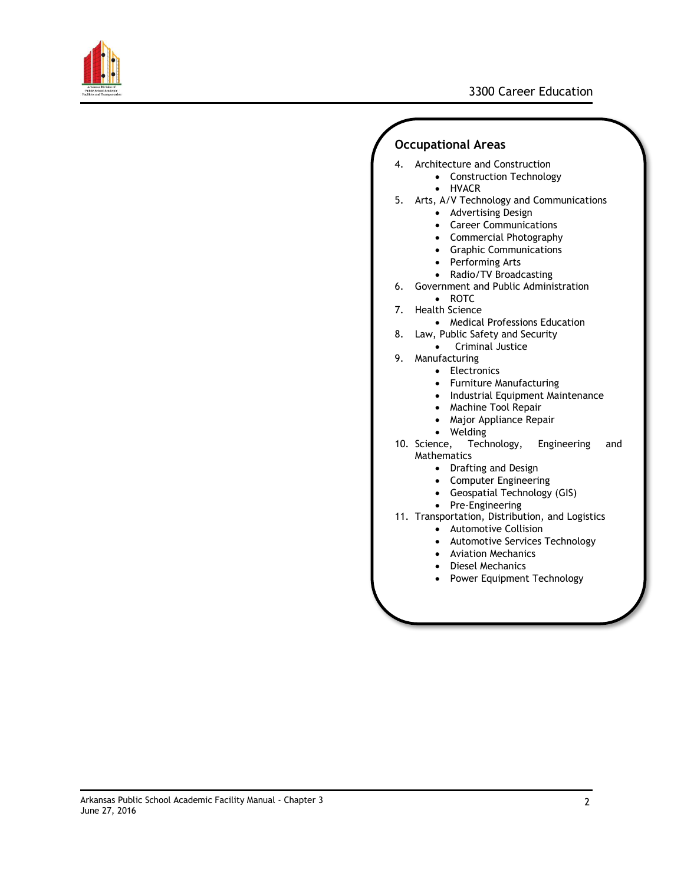## Occupational Areas

4. Architecture and Construction
    - Construction Technology
    - HVACR
5. Arts, A/V Technology and Communications
    - Advertising Design
    - Career Communications
    - Commercial Photography
    - Graphic Communications
    - Performing Arts
    - Radio/TV Broadcasting
6. Government and Public Administration
    - ROTC
7. Health Science
    - Medical Professions Education
8. Law, Public Safety and Security
    - Criminal Justice
9. Manufacturing
    - Electronics
    - Furniture Manufacturing
    - Industrial Equipment Maintenance
    - Machine Tool Repair
    - Major Appliance Repair
    - Welding
10. Science, Technology, Engineering and Mathematics
    - Drafting and Design
    - Computer Engineering
    - Geospatial Technology (GIS)
    - Pre-Engineering
11. Transportation, Distribution, and Logistics
    - Automotive Collision
    - Automotive Services Technology
    - Aviation Mechanics
    - Diesel Mechanics
    - Power Equipment Technology